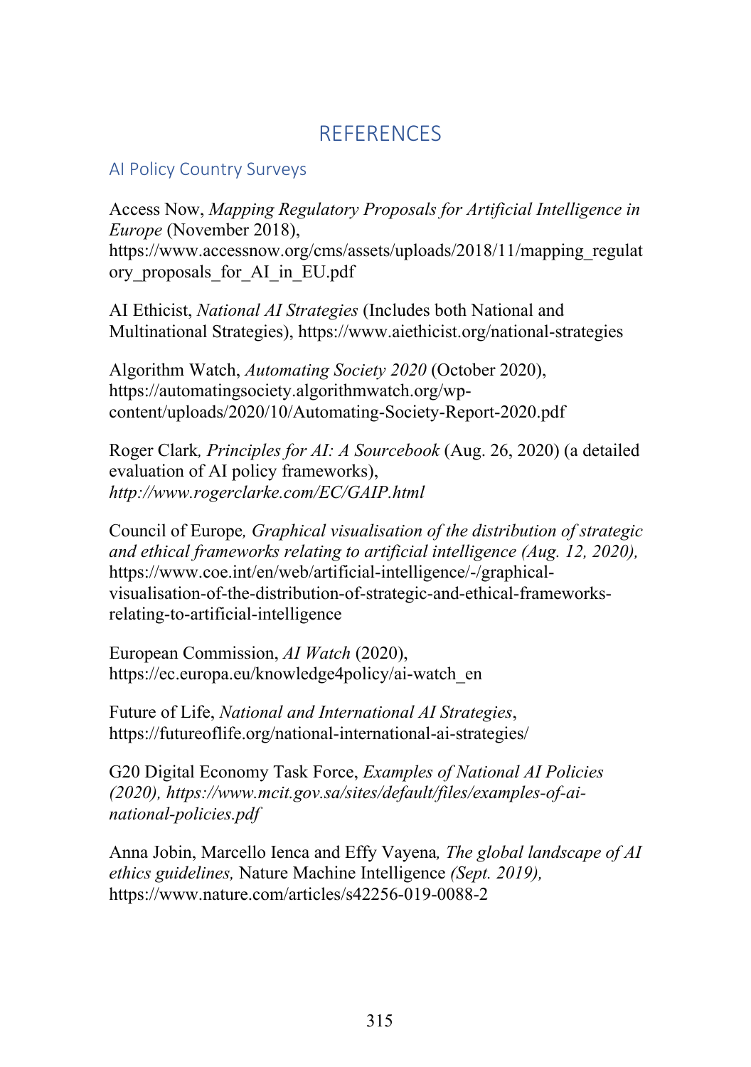# REFERENCES

## AI Policy Country Surveys

Access Now, *Mapping Regulatory Proposals for Artificial Intelligence in Europe* (November 2018), https://www.accessnow.org/cms/assets/uploads/2018/11/mapping_regulatory_proposals_for_AI_in_EU.pdf

AI Ethicist, *National AI Strategies* (Includes both National and Multinational Strategies), https://www.aiethicist.org/national-strategies

Algorithm Watch, *Automating Society 2020* (October 2020), https://automatingsociety.algorithmwatch.org/wp-content/uploads/2020/10/Automating-Society-Report-2020.pdf

Roger Clark*, Principles for AI: A Sourcebook* (Aug. 26, 2020) (a detailed evaluation of AI policy frameworks), *http://www.rogerclarke.com/EC/GAIP.html*

Council of Europe*, Graphical visualisation of the distribution of strategic and ethical frameworks relating to artificial intelligence (Aug. 12, 2020),* https://www.coe.int/en/web/artificial-intelligence/-/graphical-visualisation-of-the-distribution-of-strategic-and-ethical-frameworks-relating-to-artificial-intelligence

European Commission, *AI Watch* (2020), https://ec.europa.eu/knowledge4policy/ai-watch_en

Future of Life, *National and International AI Strategies*, https://futureoflife.org/national-international-ai-strategies/

G20 Digital Economy Task Force, *Examples of National AI Policies (2020), https://www.mcit.gov.sa/sites/default/files/examples-of-ai-national-policies.pdf*

Anna Jobin, Marcello Ienca and Effy Vayena*, The global landscape of AI ethics guidelines,* Nature Machine Intelligence *(Sept. 2019),* https://www.nature.com/articles/s42256-019-0088-2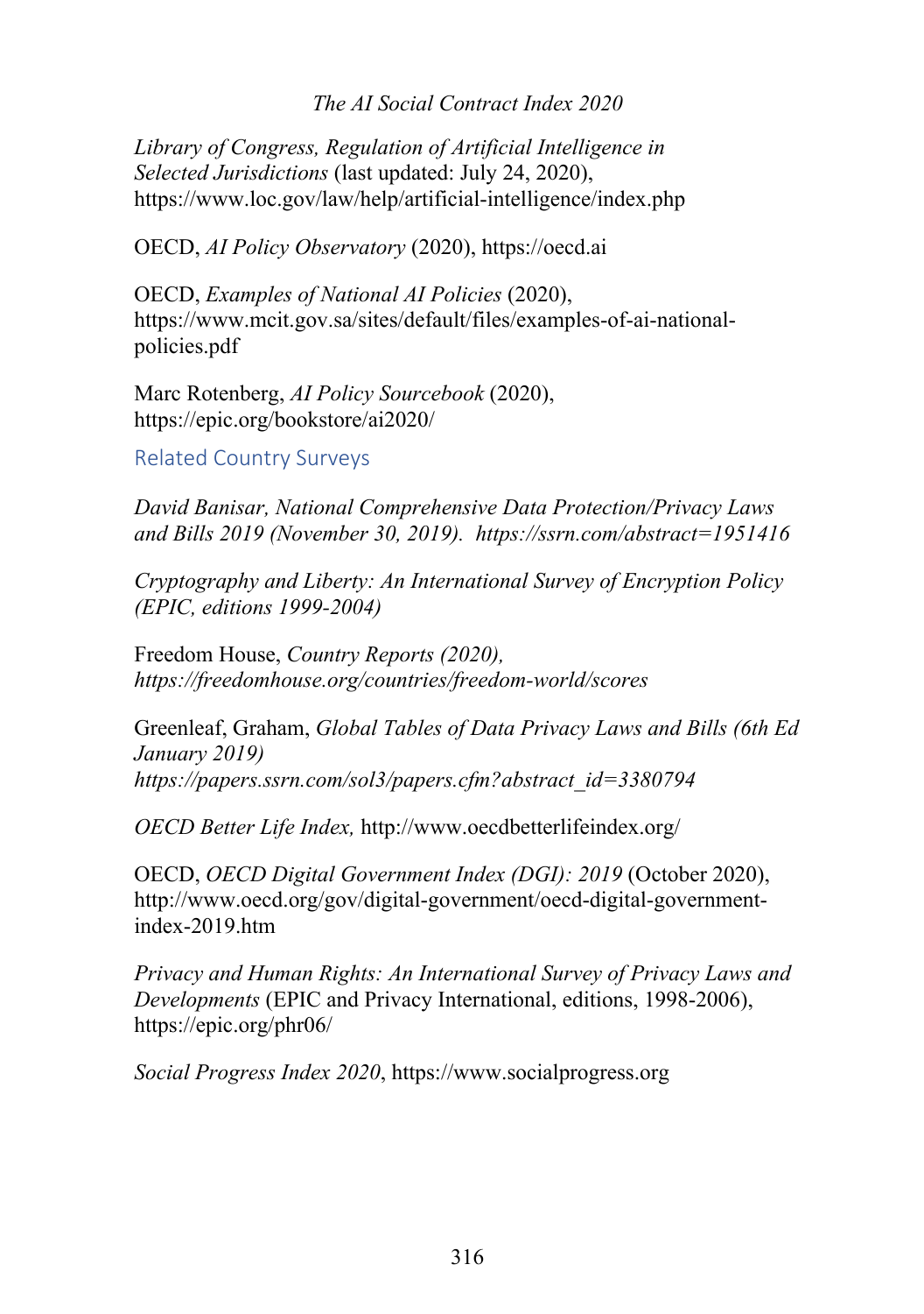*Library of Congress, Regulation of Artificial Intelligence in Selected Jurisdictions* (last updated: July 24, 2020), https://www.loc.gov/law/help/artificial-intelligence/index.php

OECD, *AI Policy Observatory* (2020), https://oecd.ai

OECD, *Examples of National AI Policies* (2020), https://www.mcit.gov.sa/sites/default/files/examples-of-ai-national-policies.pdf

Marc Rotenberg, *AI Policy Sourcebook* (2020), https://epic.org/bookstore/ai2020/

## Related Country Surveys

*David Banisar, National Comprehensive Data Protection/Privacy Laws and Bills 2019 (November 30, 2019). https://ssrn.com/abstract=1951416*

*Cryptography and Liberty: An International Survey of Encryption Policy (EPIC, editions 1999-2004)*

Freedom House, *Country Reports (2020), https://freedomhouse.org/countries/freedom-world/scores*

Greenleaf, Graham, *Global Tables of Data Privacy Laws and Bills (6th Ed January 2019) https://papers.ssrn.com/sol3/papers.cfm?abstract_id=3380794*

*OECD Better Life Index,* http://www.oecdbetterlifeindex.org/

OECD, *OECD Digital Government Index (DGI): 2019* (October 2020), http://www.oecd.org/gov/digital-government/oecd-digital-government-index-2019.htm

*Privacy and Human Rights: An International Survey of Privacy Laws and Developments* (EPIC and Privacy International, editions, 1998-2006), https://epic.org/phr06/

*Social Progress Index 2020*, https://www.socialprogress.org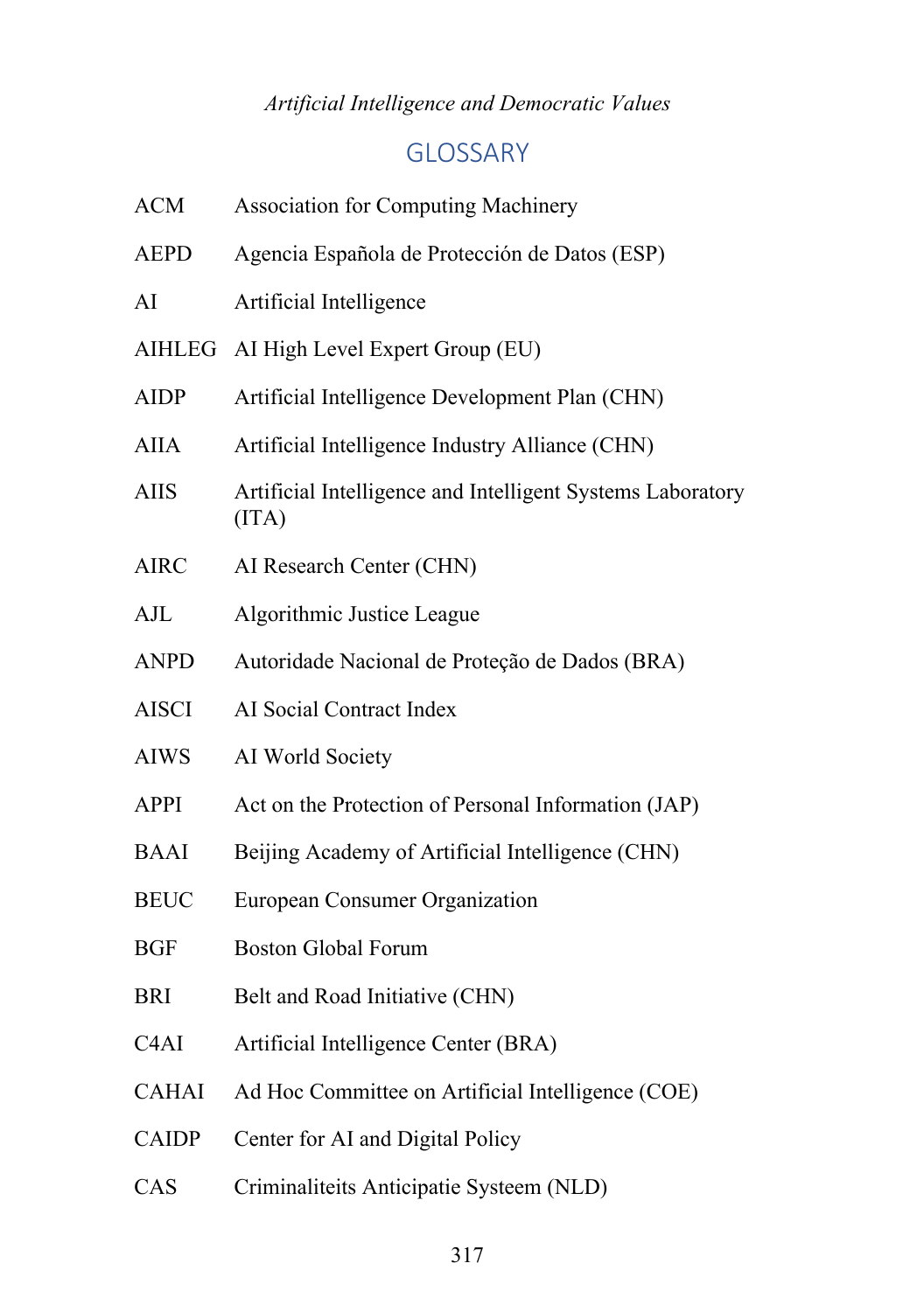# GLOSSARY

| | |
|---|---|
| ACM | Association for Computing Machinery |
| AEPD | Agencia Española de Protección de Datos (ESP) |
| AI | Artificial Intelligence |
| AIHLEG | AI High Level Expert Group (EU) |
| AIDP | Artificial Intelligence Development Plan (CHN) |
| AIIA | Artificial Intelligence Industry Alliance (CHN) |
| AIIS | Artificial Intelligence and Intelligent Systems Laboratory (ITA) |
| AIRC | AI Research Center (CHN) |
| AJL | Algorithmic Justice League |
| ANPD | Autoridade Nacional de Proteção de Dados (BRA) |
| AISCI | AI Social Contract Index |
| AIWS | AI World Society |
| APPI | Act on the Protection of Personal Information (JAP) |
| BAAI | Beijing Academy of Artificial Intelligence (CHN) |
| BEUC | European Consumer Organization |
| BGF | Boston Global Forum |
| BRI | Belt and Road Initiative (CHN) |
| C4AI | Artificial Intelligence Center (BRA) |
| CAHAI | Ad Hoc Committee on Artificial Intelligence (COE) |
| CAIDP | Center for AI and Digital Policy |
| CAS | Criminaliteits Anticipatie Systeem (NLD) |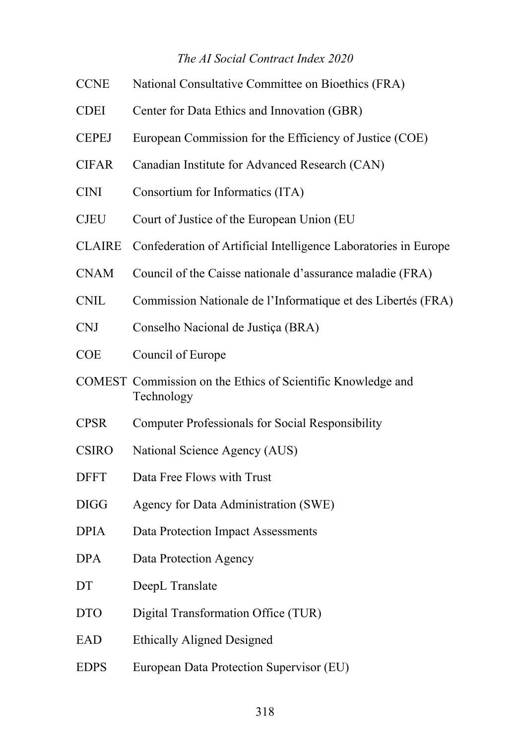| | |
|---|---|
| CCNE | National Consultative Committee on Bioethics (FRA) |
| CDEI | Center for Data Ethics and Innovation (GBR) |
| CEPEJ | European Commission for the Efficiency of Justice (COE) |
| CIFAR | Canadian Institute for Advanced Research (CAN) |
| CINI | Consortium for Informatics (ITA) |
| CJEU | Court of Justice of the European Union (EU |
| CLAIRE | Confederation of Artificial Intelligence Laboratories in Europe |
| CNAM | Council of the Caisse nationale d'assurance maladie (FRA) |
| CNIL | Commission Nationale de l'Informatique et des Libertés (FRA) |
| CNJ | Conselho Nacional de Justiça (BRA) |
| COE | Council of Europe |
| COMEST | Commission on the Ethics of Scientific Knowledge and Technology |
| CPSR | Computer Professionals for Social Responsibility |
| CSIRO | National Science Agency (AUS) |
| DFFT | Data Free Flows with Trust |
| DIGG | Agency for Data Administration (SWE) |
| DPIA | Data Protection Impact Assessments |
| DPA | Data Protection Agency |
| DT | DeepL Translate |
| DTO | Digital Transformation Office (TUR) |
| EAD | Ethically Aligned Designed |
| EDPS | European Data Protection Supervisor (EU) |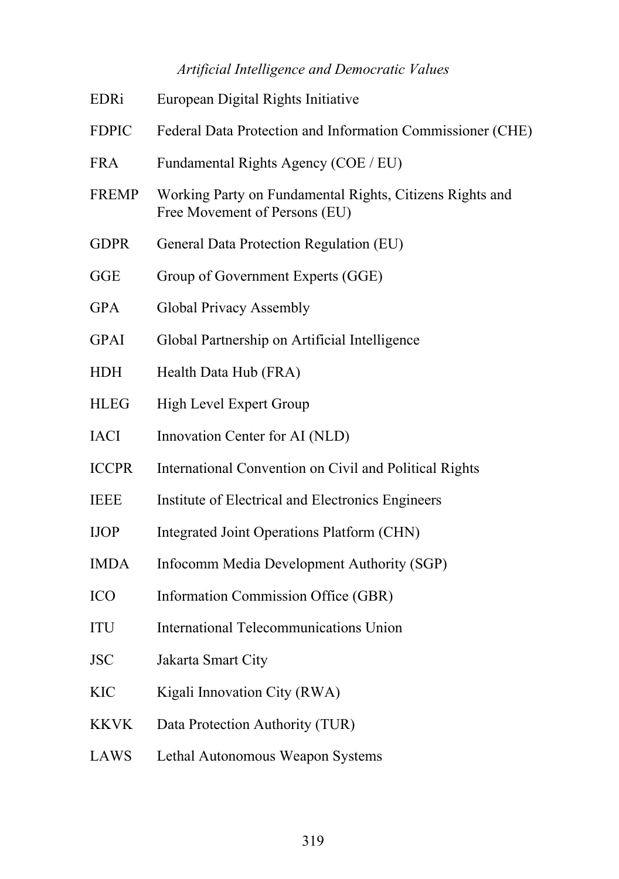| | |
|---|---|
| EDRi | European Digital Rights Initiative |
| FDPIC | Federal Data Protection and Information Commissioner (CHE) |
| FRA | Fundamental Rights Agency (COE / EU) |
| FREMP | Working Party on Fundamental Rights, Citizens Rights and Free Movement of Persons (EU) |
| GDPR | General Data Protection Regulation (EU) |
| GGE | Group of Government Experts (GGE) |
| GPA | Global Privacy Assembly |
| GPAI | Global Partnership on Artificial Intelligence |
| HDH | Health Data Hub (FRA) |
| HLEG | High Level Expert Group |
| IACI | Innovation Center for AI (NLD) |
| ICCPR | International Convention on Civil and Political Rights |
| IEEE | Institute of Electrical and Electronics Engineers |
| IJOP | Integrated Joint Operations Platform (CHN) |
| IMDA | Infocomm Media Development Authority (SGP) |
| ICO | Information Commission Office (GBR) |
| ITU | International Telecommunications Union |
| JSC | Jakarta Smart City |
| KIC | Kigali Innovation City (RWA) |
| KKVK | Data Protection Authority (TUR) |
| LAWS | Lethal Autonomous Weapon Systems |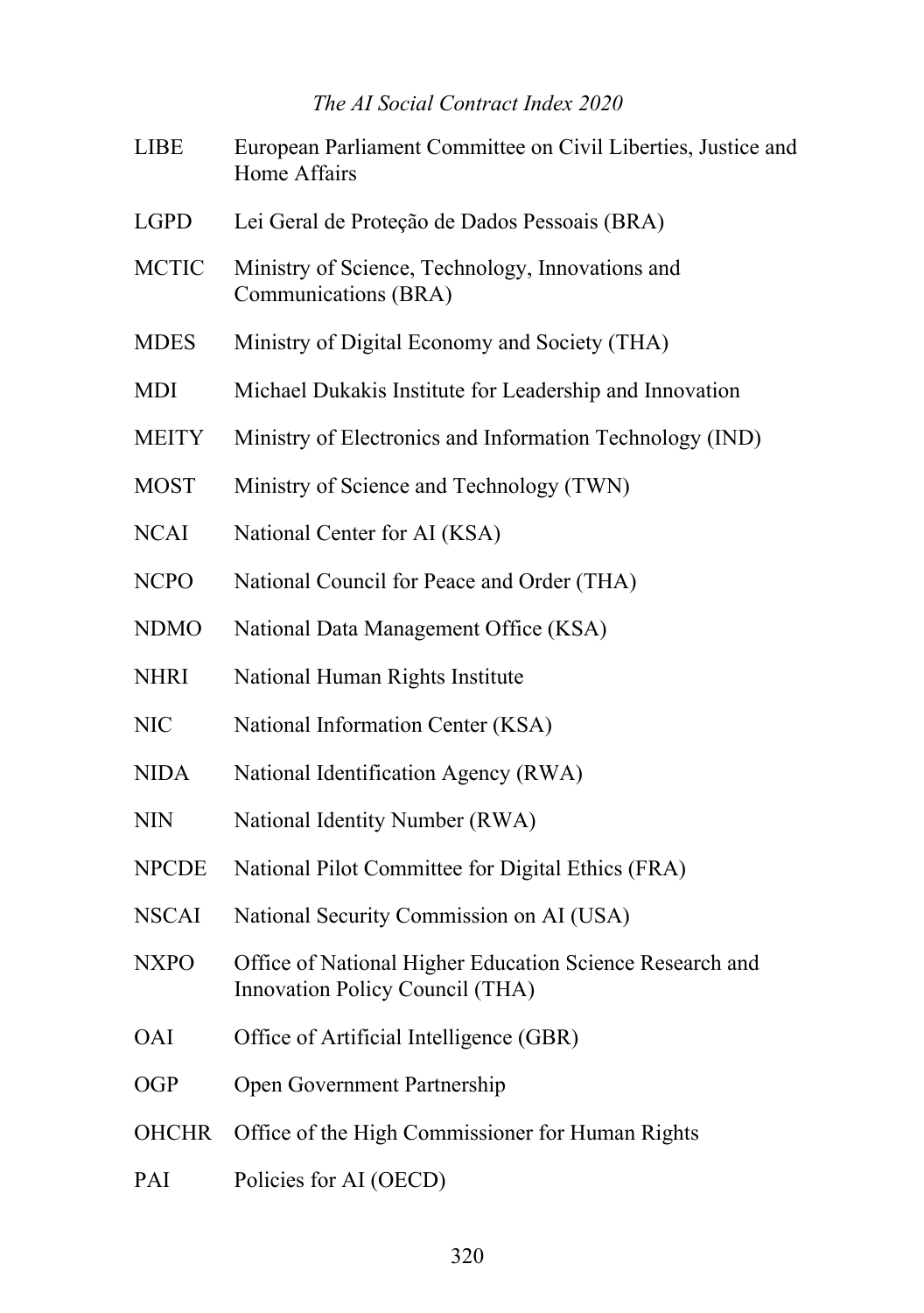| | |
|---|---|
| LIBE | European Parliament Committee on Civil Liberties, Justice and Home Affairs |
| LGPD | Lei Geral de Proteção de Dados Pessoais (BRA) |
| MCTIC | Ministry of Science, Technology, Innovations and Communications (BRA) |
| MDES | Ministry of Digital Economy and Society (THA) |
| MDI | Michael Dukakis Institute for Leadership and Innovation |
| MEITY | Ministry of Electronics and Information Technology (IND) |
| MOST | Ministry of Science and Technology (TWN) |
| NCAI | National Center for AI (KSA) |
| NCPO | National Council for Peace and Order (THA) |
| NDMO | National Data Management Office (KSA) |
| NHRI | National Human Rights Institute |
| NIC | National Information Center (KSA) |
| NIDA | National Identification Agency (RWA) |
| NIN | National Identity Number (RWA) |
| NPCDE | National Pilot Committee for Digital Ethics (FRA) |
| NSCAI | National Security Commission on AI (USA) |
| NXPO | Office of National Higher Education Science Research and Innovation Policy Council (THA) |
| OAI | Office of Artificial Intelligence (GBR) |
| OGP | Open Government Partnership |
| OHCHR | Office of the High Commissioner for Human Rights |
| PAI | Policies for AI (OECD) |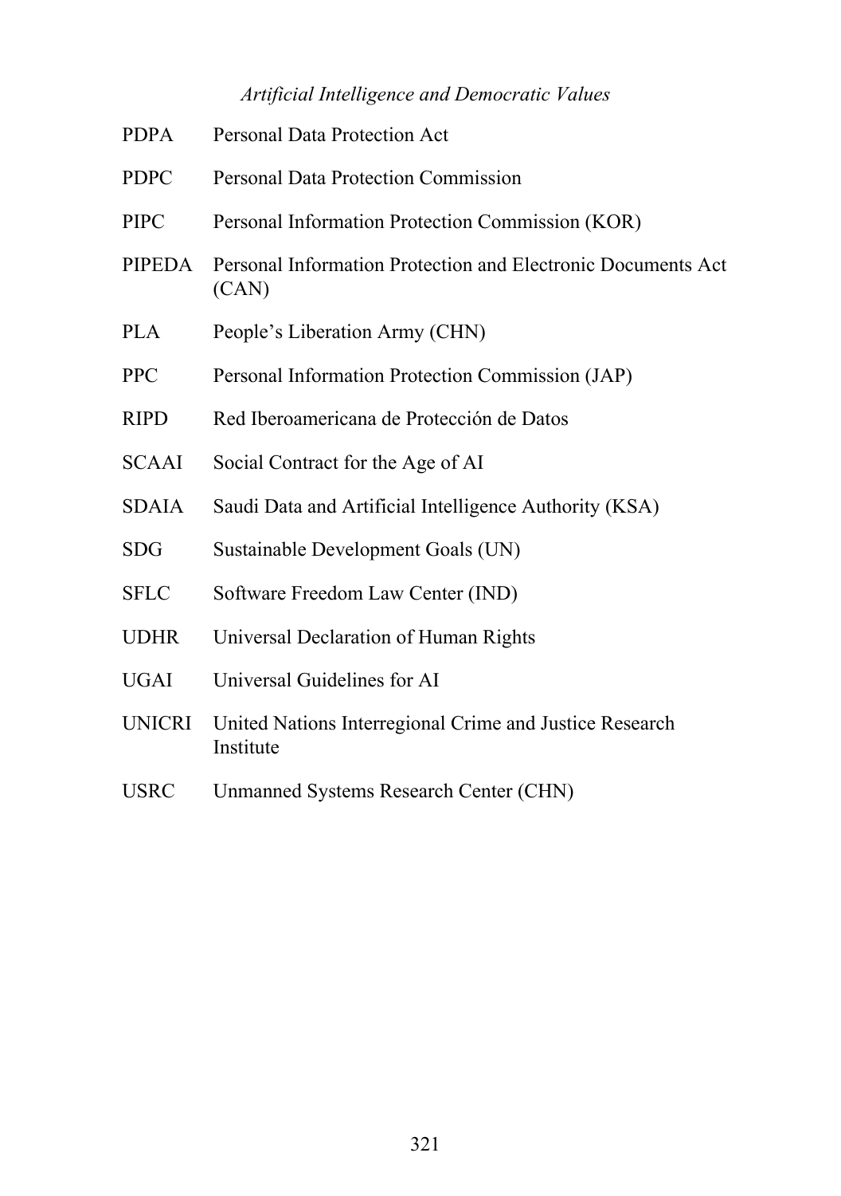| | |
|---|---|
| PDPA | Personal Data Protection Act |
| PDPC | Personal Data Protection Commission |
| PIPC | Personal Information Protection Commission (KOR) |
| PIPEDA | Personal Information Protection and Electronic Documents Act (CAN) |
| PLA | People's Liberation Army (CHN) |
| PPC | Personal Information Protection Commission (JAP) |
| RIPD | Red Iberoamericana de Protección de Datos |
| SCAAI | Social Contract for the Age of AI |
| SDAIA | Saudi Data and Artificial Intelligence Authority (KSA) |
| SDG | Sustainable Development Goals (UN) |
| SFLC | Software Freedom Law Center (IND) |
| UDHR | Universal Declaration of Human Rights |
| UGAI | Universal Guidelines for AI |
| UNICRI | United Nations Interregional Crime and Justice Research Institute |
| USRC | Unmanned Systems Research Center (CHN) |